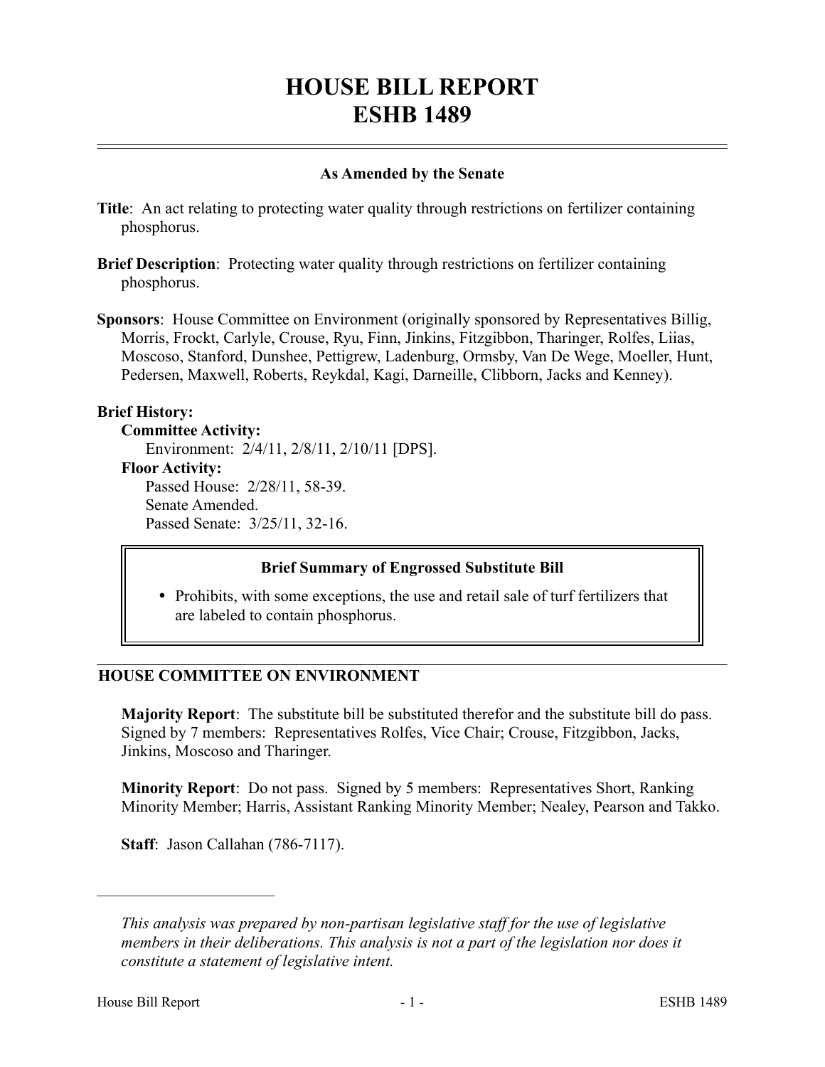# HOUSE BILL REPORT
# ESHB 1489

### As Amended by the Senate

**Title**: An act relating to protecting water quality through restrictions on fertilizer containing phosphorus.

**Brief Description**: Protecting water quality through restrictions on fertilizer containing phosphorus.

**Sponsors**: House Committee on Environment (originally sponsored by Representatives Billig, Morris, Frockt, Carlyle, Crouse, Ryu, Finn, Jinkins, Fitzgibbon, Tharinger, Rolfes, Liias, Moscoso, Stanford, Dunshee, Pettigrew, Ladenburg, Ormsby, Van De Wege, Moeller, Hunt, Pedersen, Maxwell, Roberts, Reykdal, Kagi, Darneille, Clibborn, Jacks and Kenney).

**Brief History:**

**Committee Activity:**
Environment: 2/4/11, 2/8/11, 2/10/11 [DPS].

**Floor Activity:**
Passed House: 2/28/11, 58-39.
Senate Amended.
Passed Senate: 3/25/11, 32-16.

**Brief Summary of Engrossed Substitute Bill**

- Prohibits, with some exceptions, the use and retail sale of turf fertilizers that are labeled to contain phosphorus.

## HOUSE COMMITTEE ON ENVIRONMENT

**Majority Report**: The substitute bill be substituted therefor and the substitute bill do pass. Signed by 7 members: Representatives Rolfes, Vice Chair; Crouse, Fitzgibbon, Jacks, Jinkins, Moscoso and Tharinger.

**Minority Report**: Do not pass. Signed by 5 members: Representatives Short, Ranking Minority Member; Harris, Assistant Ranking Minority Member; Nealey, Pearson and Takko.

**Staff**: Jason Callahan (786-7117).

---

*This analysis was prepared by non-partisan legislative staff for the use of legislative members in their deliberations. This analysis is not a part of the legislation nor does it constitute a statement of legislative intent.*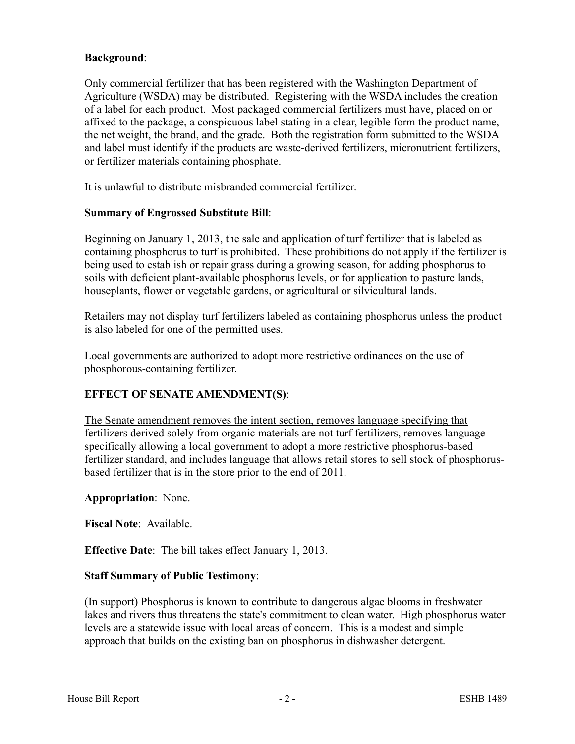**Background**:

Only commercial fertilizer that has been registered with the Washington Department of Agriculture (WSDA) may be distributed. Registering with the WSDA includes the creation of a label for each product. Most packaged commercial fertilizers must have, placed on or affixed to the package, a conspicuous label stating in a clear, legible form the product name, the net weight, the brand, and the grade. Both the registration form submitted to the WSDA and label must identify if the products are waste-derived fertilizers, micronutrient fertilizers, or fertilizer materials containing phosphate.

It is unlawful to distribute misbranded commercial fertilizer.

**Summary of Engrossed Substitute Bill**:

Beginning on January 1, 2013, the sale and application of turf fertilizer that is labeled as containing phosphorus to turf is prohibited. These prohibitions do not apply if the fertilizer is being used to establish or repair grass during a growing season, for adding phosphorus to soils with deficient plant-available phosphorus levels, or for application to pasture lands, houseplants, flower or vegetable gardens, or agricultural or silvicultural lands.

Retailers may not display turf fertilizers labeled as containing phosphorus unless the product is also labeled for one of the permitted uses.

Local governments are authorized to adopt more restrictive ordinances on the use of phosphorous-containing fertilizer.

**EFFECT OF SENATE AMENDMENT(S)**:

The Senate amendment removes the intent section, removes language specifying that fertilizers derived solely from organic materials are not turf fertilizers, removes language specifically allowing a local government to adopt a more restrictive phosphorus-based fertilizer standard, and includes language that allows retail stores to sell stock of phosphorus-based fertilizer that is in the store prior to the end of 2011.

**Appropriation**: None.

**Fiscal Note**: Available.

**Effective Date**: The bill takes effect January 1, 2013.

**Staff Summary of Public Testimony**:

(In support) Phosphorus is known to contribute to dangerous algae blooms in freshwater lakes and rivers thus threatens the state's commitment to clean water. High phosphorus water levels are a statewide issue with local areas of concern. This is a modest and simple approach that builds on the existing ban on phosphorus in dishwasher detergent.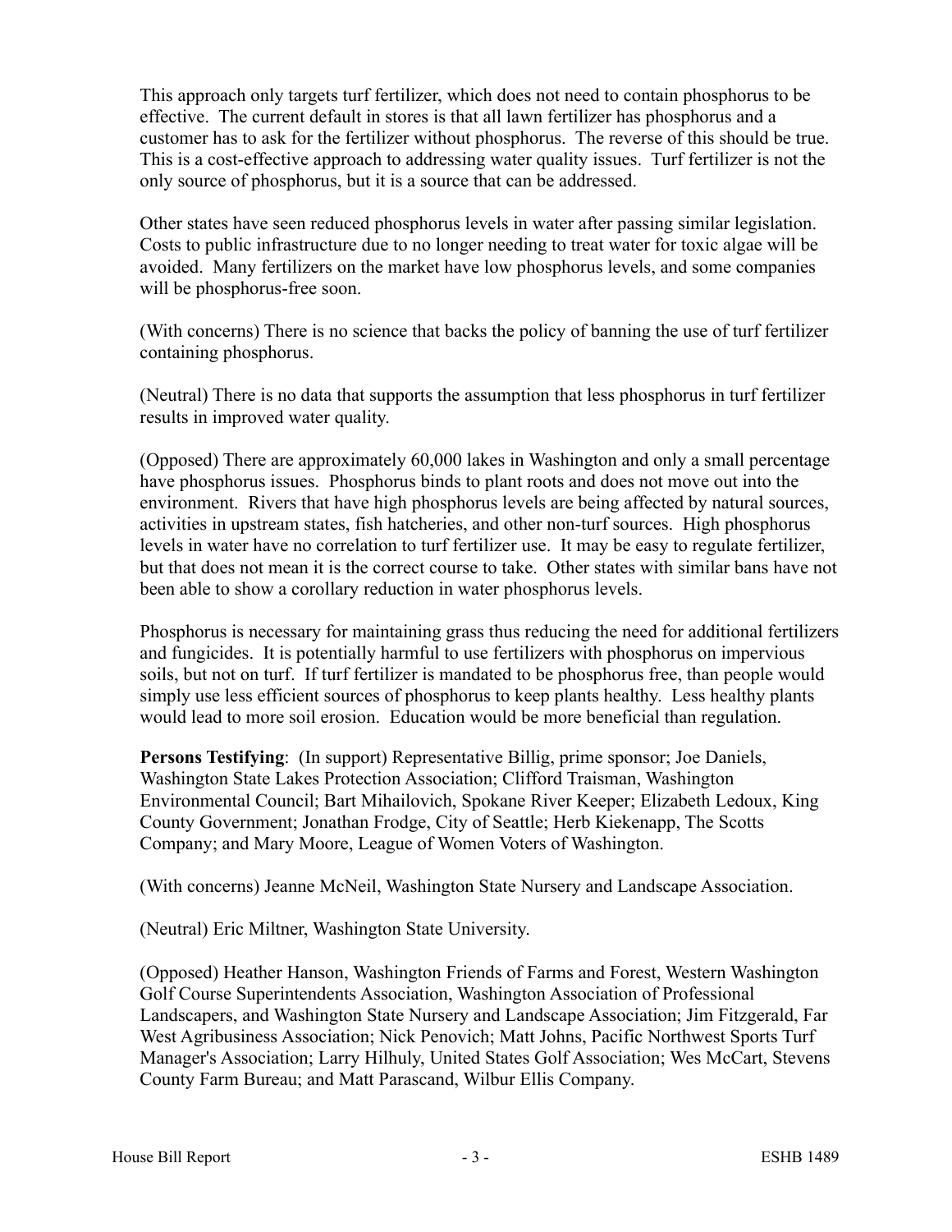This approach only targets turf fertilizer, which does not need to contain phosphorus to be effective. The current default in stores is that all lawn fertilizer has phosphorus and a customer has to ask for the fertilizer without phosphorus. The reverse of this should be true. This is a cost-effective approach to addressing water quality issues. Turf fertilizer is not the only source of phosphorus, but it is a source that can be addressed.

Other states have seen reduced phosphorus levels in water after passing similar legislation. Costs to public infrastructure due to no longer needing to treat water for toxic algae will be avoided. Many fertilizers on the market have low phosphorus levels, and some companies will be phosphorus-free soon.

(With concerns) There is no science that backs the policy of banning the use of turf fertilizer containing phosphorus.

(Neutral) There is no data that supports the assumption that less phosphorus in turf fertilizer results in improved water quality.

(Opposed) There are approximately 60,000 lakes in Washington and only a small percentage have phosphorus issues. Phosphorus binds to plant roots and does not move out into the environment. Rivers that have high phosphorus levels are being affected by natural sources, activities in upstream states, fish hatcheries, and other non-turf sources. High phosphorus levels in water have no correlation to turf fertilizer use. It may be easy to regulate fertilizer, but that does not mean it is the correct course to take. Other states with similar bans have not been able to show a corollary reduction in water phosphorus levels.

Phosphorus is necessary for maintaining grass thus reducing the need for additional fertilizers and fungicides. It is potentially harmful to use fertilizers with phosphorus on impervious soils, but not on turf. If turf fertilizer is mandated to be phosphorus free, than people would simply use less efficient sources of phosphorus to keep plants healthy. Less healthy plants would lead to more soil erosion. Education would be more beneficial than regulation.

**Persons Testifying**: (In support) Representative Billig, prime sponsor; Joe Daniels, Washington State Lakes Protection Association; Clifford Traisman, Washington Environmental Council; Bart Mihailovich, Spokane River Keeper; Elizabeth Ledoux, King County Government; Jonathan Frodge, City of Seattle; Herb Kiekenapp, The Scotts Company; and Mary Moore, League of Women Voters of Washington.

(With concerns) Jeanne McNeil, Washington State Nursery and Landscape Association.

(Neutral) Eric Miltner, Washington State University.

(Opposed) Heather Hanson, Washington Friends of Farms and Forest, Western Washington Golf Course Superintendents Association, Washington Association of Professional Landscapers, and Washington State Nursery and Landscape Association; Jim Fitzgerald, Far West Agribusiness Association; Nick Penovich; Matt Johns, Pacific Northwest Sports Turf Manager's Association; Larry Hilhuly, United States Golf Association; Wes McCart, Stevens County Farm Bureau; and Matt Parascand, Wilbur Ellis Company.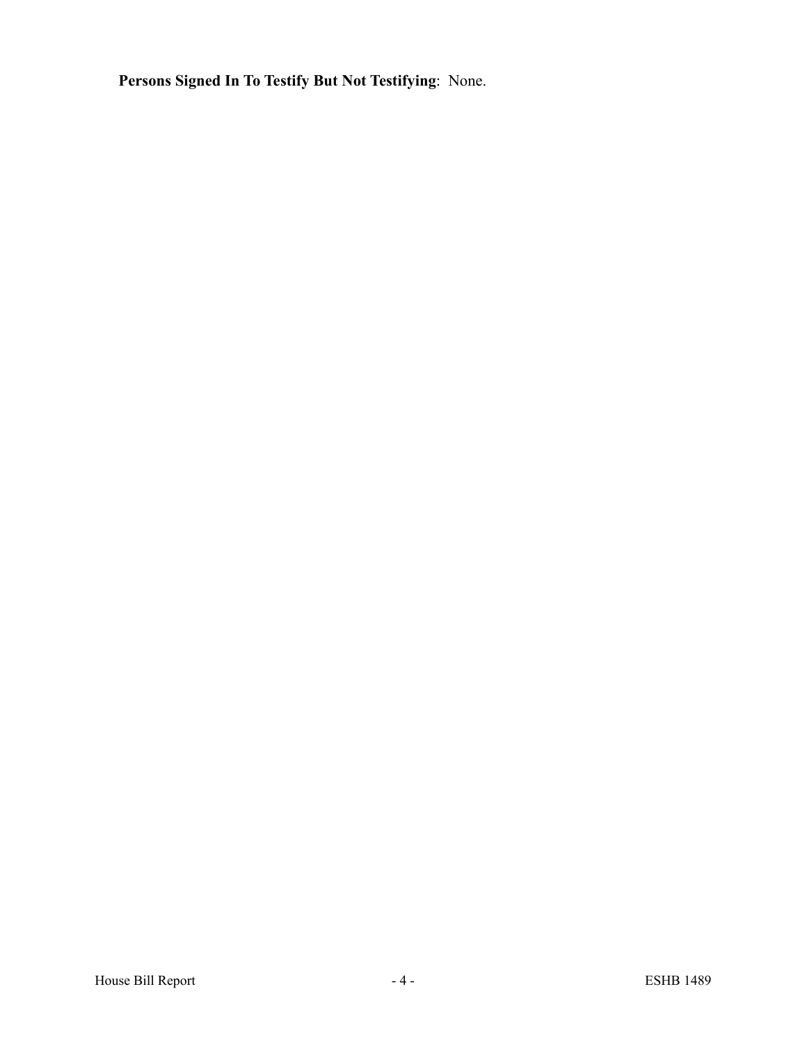**Persons Signed In To Testify But Not Testifying**: None.